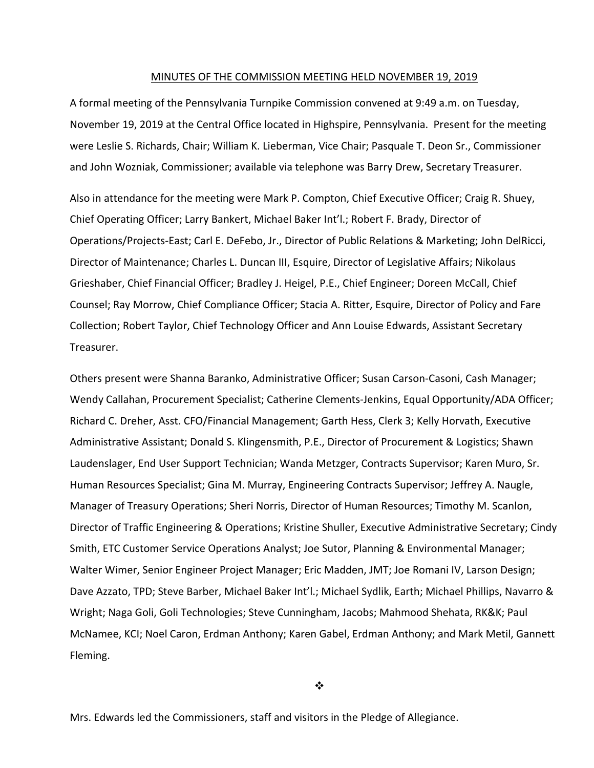# MINUTES OF THE COMMISSION MEETING HELD NOVEMBER 19, 2019

A formal meeting of the Pennsylvania Turnpike Commission convened at 9:49 a.m. on Tuesday, November 19, 2019 at the Central Office located in Highspire, Pennsylvania. Present for the meeting were Leslie S. Richards, Chair; William K. Lieberman, Vice Chair; Pasquale T. Deon Sr., Commissioner and John Wozniak, Commissioner; available via telephone was Barry Drew, Secretary Treasurer.

Also in attendance for the meeting were Mark P. Compton, Chief Executive Officer; Craig R. Shuey, Chief Operating Officer; Larry Bankert, Michael Baker Int'l.; Robert F. Brady, Director of Operations/Projects-East; Carl E. DeFebo, Jr., Director of Public Relations & Marketing; John DelRicci, Director of Maintenance; Charles L. Duncan III, Esquire, Director of Legislative Affairs; Nikolaus Grieshaber, Chief Financial Officer; Bradley J. Heigel, P.E., Chief Engineer; Doreen McCall, Chief Counsel; Ray Morrow, Chief Compliance Officer; Stacia A. Ritter, Esquire, Director of Policy and Fare Collection; Robert Taylor, Chief Technology Officer and Ann Louise Edwards, Assistant Secretary Treasurer.

Others present were Shanna Baranko, Administrative Officer; Susan Carson-Casoni, Cash Manager; Wendy Callahan, Procurement Specialist; Catherine Clements-Jenkins, Equal Opportunity/ADA Officer; Richard C. Dreher, Asst. CFO/Financial Management; Garth Hess, Clerk 3; Kelly Horvath, Executive Administrative Assistant; Donald S. Klingensmith, P.E., Director of Procurement & Logistics; Shawn Laudenslager, End User Support Technician; Wanda Metzger, Contracts Supervisor; Karen Muro, Sr. Human Resources Specialist; Gina M. Murray, Engineering Contracts Supervisor; Jeffrey A. Naugle, Manager of Treasury Operations; Sheri Norris, Director of Human Resources; Timothy M. Scanlon, Director of Traffic Engineering & Operations; Kristine Shuller, Executive Administrative Secretary; Cindy Smith, ETC Customer Service Operations Analyst; Joe Sutor, Planning & Environmental Manager; Walter Wimer, Senior Engineer Project Manager; Eric Madden, JMT; Joe Romani IV, Larson Design; Dave Azzato, TPD; Steve Barber, Michael Baker Int'l.; Michael Sydlik, Earth; Michael Phillips, Navarro & Wright; Naga Goli, Goli Technologies; Steve Cunningham, Jacobs; Mahmood Shehata, RK&K; Paul McNamee, KCI; Noel Caron, Erdman Anthony; Karen Gabel, Erdman Anthony; and Mark Metil, Gannett Fleming.

❖

Mrs. Edwards led the Commissioners, staff and visitors in the Pledge of Allegiance.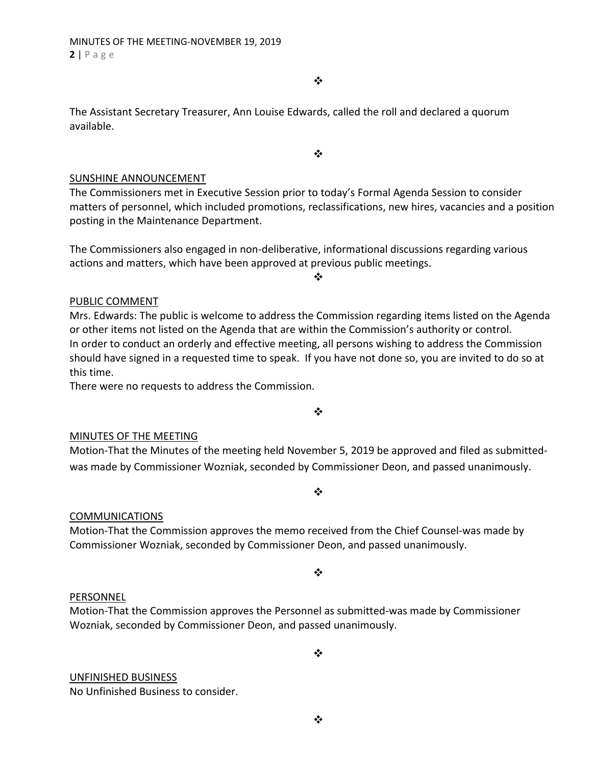❖

The Assistant Secretary Treasurer, Ann Louise Edwards, called the roll and declared a quorum available.

❖

## SUNSHINE ANNOUNCEMENT

The Commissioners met in Executive Session prior to today's Formal Agenda Session to consider matters of personnel, which included promotions, reclassifications, new hires, vacancies and a position posting in the Maintenance Department.

The Commissioners also engaged in non-deliberative, informational discussions regarding various actions and matters, which have been approved at previous public meetings.

❖

## PUBLIC COMMENT

Mrs. Edwards: The public is welcome to address the Commission regarding items listed on the Agenda or other items not listed on the Agenda that are within the Commission's authority or control. In order to conduct an orderly and effective meeting, all persons wishing to address the Commission should have signed in a requested time to speak. If you have not done so, you are invited to do so at this time.

There were no requests to address the Commission.

❖

## MINUTES OF THE MEETING

Motion-That the Minutes of the meeting held November 5, 2019 be approved and filed as submitted-was made by Commissioner Wozniak, seconded by Commissioner Deon, and passed unanimously.

❖

## COMMUNICATIONS

Motion-That the Commission approves the memo received from the Chief Counsel-was made by Commissioner Wozniak, seconded by Commissioner Deon, and passed unanimously.

❖

## PERSONNEL

Motion-That the Commission approves the Personnel as submitted-was made by Commissioner Wozniak, seconded by Commissioner Deon, and passed unanimously.

❖

## UNFINISHED BUSINESS

No Unfinished Business to consider.

❖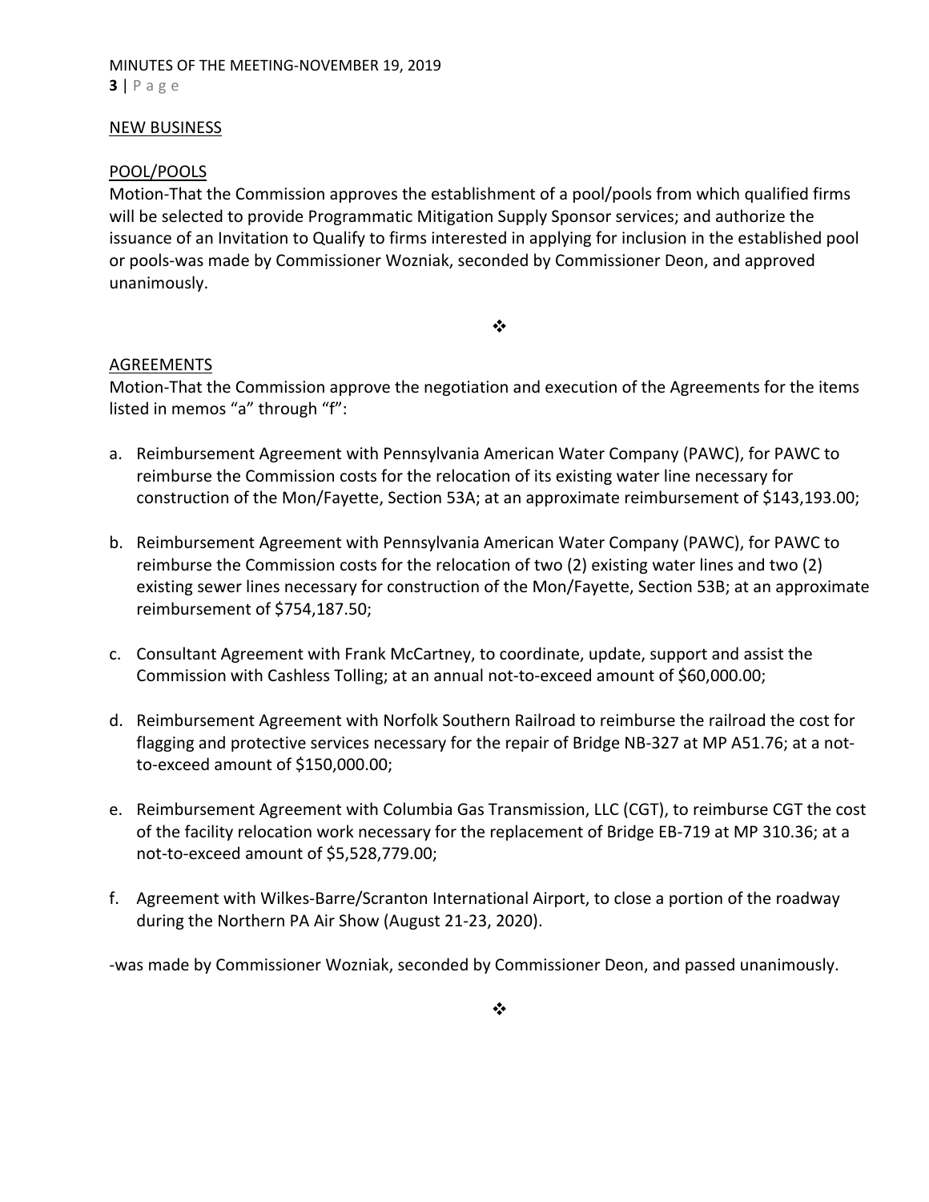## NEW BUSINESS

### POOL/POOLS

Motion-That the Commission approves the establishment of a pool/pools from which qualified firms will be selected to provide Programmatic Mitigation Supply Sponsor services; and authorize the issuance of an Invitation to Qualify to firms interested in applying for inclusion in the established pool or pools-was made by Commissioner Wozniak, seconded by Commissioner Deon, and approved unanimously.

❖

### AGREEMENTS

Motion-That the Commission approve the negotiation and execution of the Agreements for the items listed in memos "a" through "f":

a. Reimbursement Agreement with Pennsylvania American Water Company (PAWC), for PAWC to reimburse the Commission costs for the relocation of its existing water line necessary for construction of the Mon/Fayette, Section 53A; at an approximate reimbursement of $143,193.00;

b. Reimbursement Agreement with Pennsylvania American Water Company (PAWC), for PAWC to reimburse the Commission costs for the relocation of two (2) existing water lines and two (2) existing sewer lines necessary for construction of the Mon/Fayette, Section 53B; at an approximate reimbursement of $754,187.50;

c. Consultant Agreement with Frank McCartney, to coordinate, update, support and assist the Commission with Cashless Tolling; at an annual not-to-exceed amount of $60,000.00;

d. Reimbursement Agreement with Norfolk Southern Railroad to reimburse the railroad the cost for flagging and protective services necessary for the repair of Bridge NB-327 at MP A51.76; at a not-to-exceed amount of $150,000.00;

e. Reimbursement Agreement with Columbia Gas Transmission, LLC (CGT), to reimburse CGT the cost of the facility relocation work necessary for the replacement of Bridge EB-719 at MP 310.36; at a not-to-exceed amount of $5,528,779.00;

f. Agreement with Wilkes-Barre/Scranton International Airport, to close a portion of the roadway during the Northern PA Air Show (August 21-23, 2020).

-was made by Commissioner Wozniak, seconded by Commissioner Deon, and passed unanimously.

❖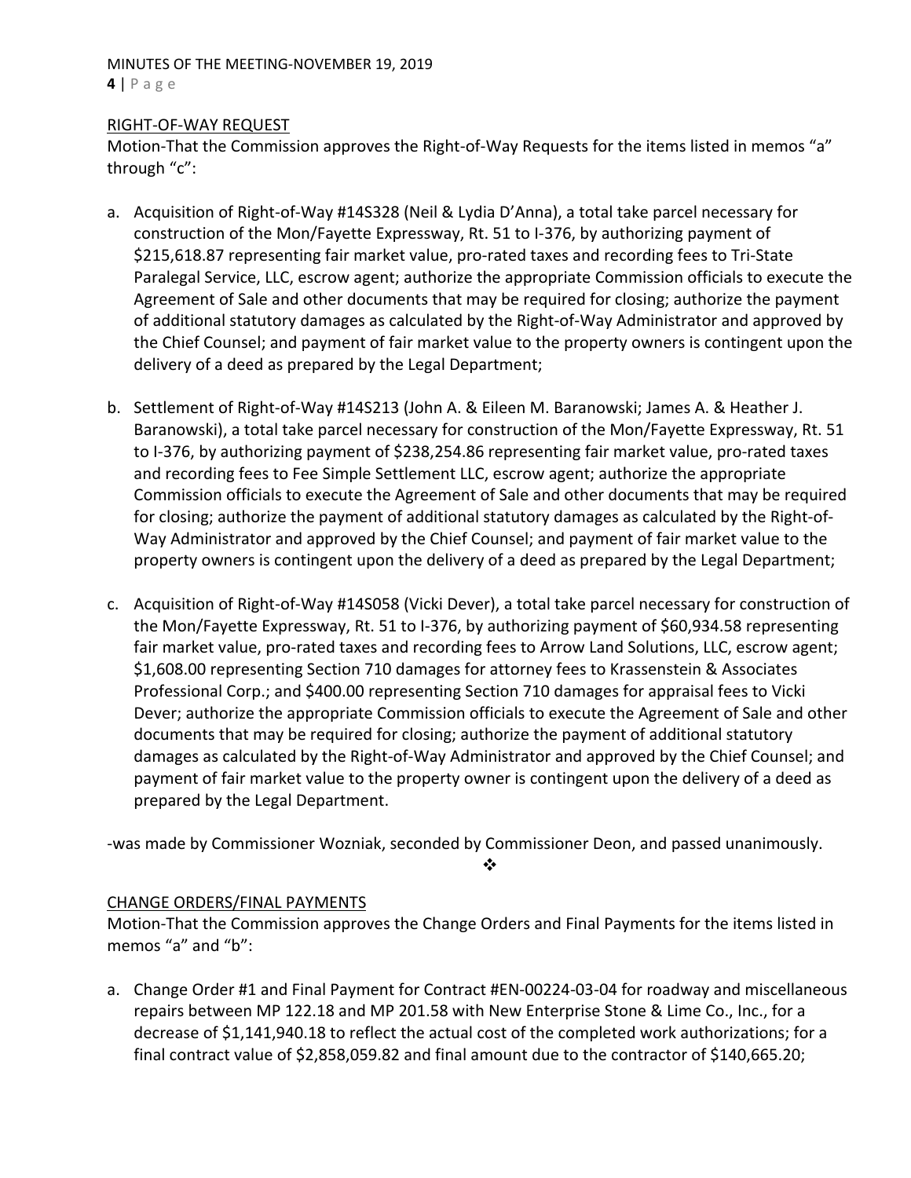RIGHT-OF-WAY REQUEST

Motion-That the Commission approves the Right-of-Way Requests for the items listed in memos "a" through "c":

a. Acquisition of Right-of-Way #14S328 (Neil & Lydia D'Anna), a total take parcel necessary for construction of the Mon/Fayette Expressway, Rt. 51 to I-376, by authorizing payment of $215,618.87 representing fair market value, pro-rated taxes and recording fees to Tri-State Paralegal Service, LLC, escrow agent; authorize the appropriate Commission officials to execute the Agreement of Sale and other documents that may be required for closing; authorize the payment of additional statutory damages as calculated by the Right-of-Way Administrator and approved by the Chief Counsel; and payment of fair market value to the property owners is contingent upon the delivery of a deed as prepared by the Legal Department;

b. Settlement of Right-of-Way #14S213 (John A. & Eileen M. Baranowski; James A. & Heather J. Baranowski), a total take parcel necessary for construction of the Mon/Fayette Expressway, Rt. 51 to I-376, by authorizing payment of $238,254.86 representing fair market value, pro-rated taxes and recording fees to Fee Simple Settlement LLC, escrow agent; authorize the appropriate Commission officials to execute the Agreement of Sale and other documents that may be required for closing; authorize the payment of additional statutory damages as calculated by the Right-of-Way Administrator and approved by the Chief Counsel; and payment of fair market value to the property owners is contingent upon the delivery of a deed as prepared by the Legal Department;

c. Acquisition of Right-of-Way #14S058 (Vicki Dever), a total take parcel necessary for construction of the Mon/Fayette Expressway, Rt. 51 to I-376, by authorizing payment of $60,934.58 representing fair market value, pro-rated taxes and recording fees to Arrow Land Solutions, LLC, escrow agent; $1,608.00 representing Section 710 damages for attorney fees to Krassenstein & Associates Professional Corp.; and $400.00 representing Section 710 damages for appraisal fees to Vicki Dever; authorize the appropriate Commission officials to execute the Agreement of Sale and other documents that may be required for closing; authorize the payment of additional statutory damages as calculated by the Right-of-Way Administrator and approved by the Chief Counsel; and payment of fair market value to the property owner is contingent upon the delivery of a deed as prepared by the Legal Department.

-was made by Commissioner Wozniak, seconded by Commissioner Deon, and passed unanimously.

❖

CHANGE ORDERS/FINAL PAYMENTS

Motion-That the Commission approves the Change Orders and Final Payments for the items listed in memos "a" and "b":

a. Change Order #1 and Final Payment for Contract #EN-00224-03-04 for roadway and miscellaneous repairs between MP 122.18 and MP 201.58 with New Enterprise Stone & Lime Co., Inc., for a decrease of $1,141,940.18 to reflect the actual cost of the completed work authorizations; for a final contract value of $2,858,059.82 and final amount due to the contractor of $140,665.20;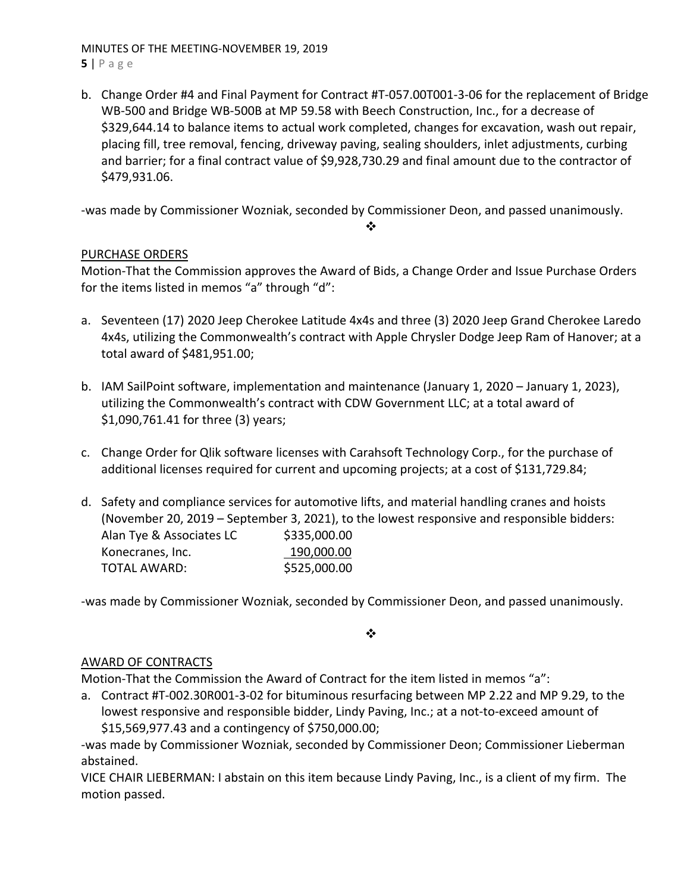b. Change Order #4 and Final Payment for Contract #T-057.00T001-3-06 for the replacement of Bridge WB-500 and Bridge WB-500B at MP 59.58 with Beech Construction, Inc., for a decrease of $329,644.14 to balance items to actual work completed, changes for excavation, wash out repair, placing fill, tree removal, fencing, driveway paving, sealing shoulders, inlet adjustments, curbing and barrier; for a final contract value of $9,928,730.29 and final amount due to the contractor of $479,931.06.

-was made by Commissioner Wozniak, seconded by Commissioner Deon, and passed unanimously.

❖

PURCHASE ORDERS

Motion-That the Commission approves the Award of Bids, a Change Order and Issue Purchase Orders for the items listed in memos "a" through "d":

a. Seventeen (17) 2020 Jeep Cherokee Latitude 4x4s and three (3) 2020 Jeep Grand Cherokee Laredo 4x4s, utilizing the Commonwealth's contract with Apple Chrysler Dodge Jeep Ram of Hanover; at a total award of $481,951.00;

b. IAM SailPoint software, implementation and maintenance (January 1, 2020 – January 1, 2023), utilizing the Commonwealth's contract with CDW Government LLC; at a total award of $1,090,761.41 for three (3) years;

c. Change Order for Qlik software licenses with Carahsoft Technology Corp., for the purchase of additional licenses required for current and upcoming projects; at a cost of $131,729.84;

d. Safety and compliance services for automotive lifts, and material handling cranes and hoists (November 20, 2019 – September 3, 2021), to the lowest responsive and responsible bidders:

| | |
|---|---|
| Alan Tye & Associates LC | $335,000.00 |
| Konecranes, Inc. | 190,000.00 |
| TOTAL AWARD: | $525,000.00 |

-was made by Commissioner Wozniak, seconded by Commissioner Deon, and passed unanimously.

❖

AWARD OF CONTRACTS

Motion-That the Commission the Award of Contract for the item listed in memos "a":

a. Contract #T-002.30R001-3-02 for bituminous resurfacing between MP 2.22 and MP 9.29, to the lowest responsive and responsible bidder, Lindy Paving, Inc.; at a not-to-exceed amount of $15,569,977.43 and a contingency of $750,000.00;

-was made by Commissioner Wozniak, seconded by Commissioner Deon; Commissioner Lieberman abstained.

VICE CHAIR LIEBERMAN: I abstain on this item because Lindy Paving, Inc., is a client of my firm. The motion passed.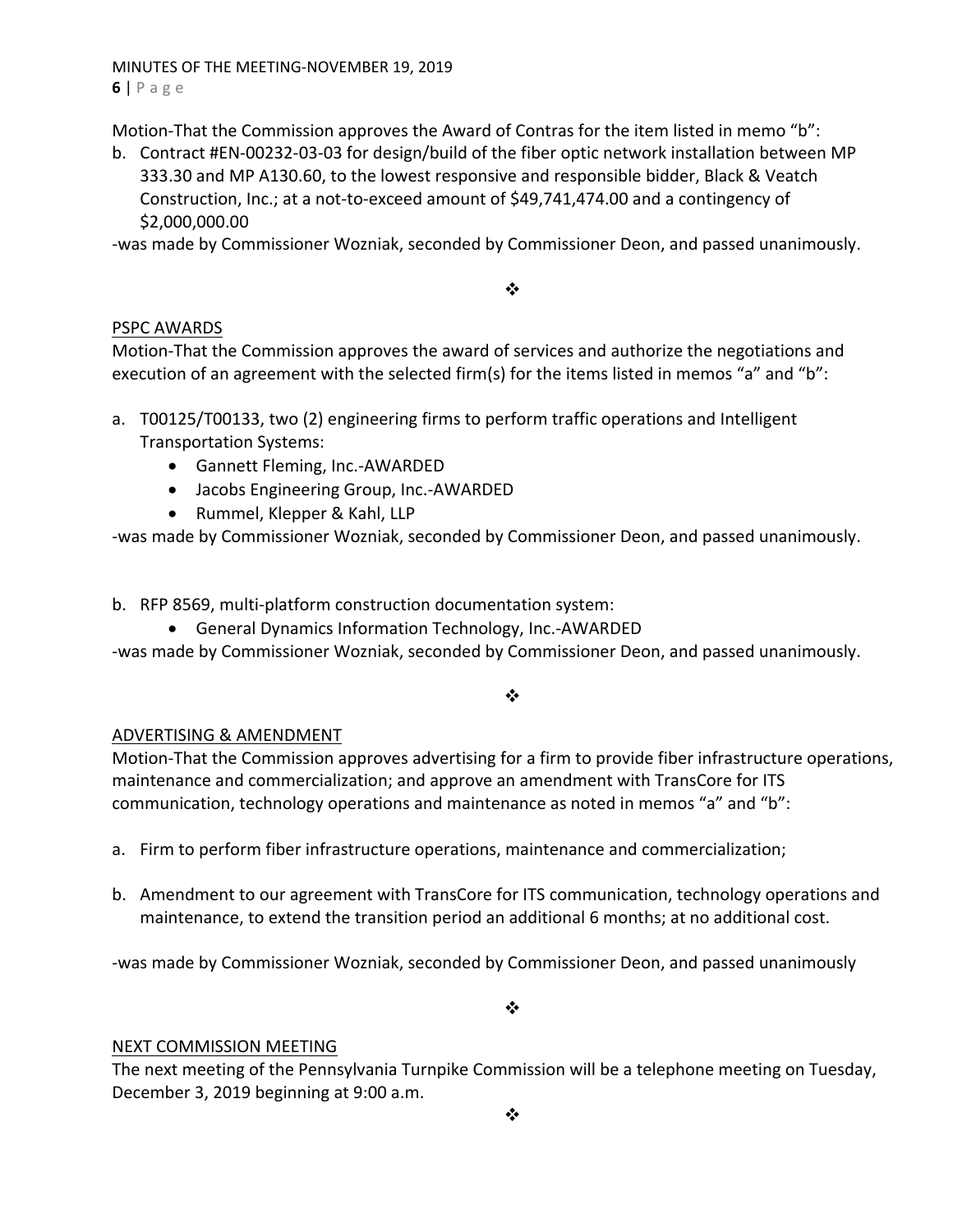Motion-That the Commission approves the Award of Contras for the item listed in memo "b":

b. Contract #EN-00232-03-03 for design/build of the fiber optic network installation between MP 333.30 and MP A130.60, to the lowest responsive and responsible bidder, Black & Veatch Construction, Inc.; at a not-to-exceed amount of $49,741,474.00 and a contingency of $2,000,000.00

-was made by Commissioner Wozniak, seconded by Commissioner Deon, and passed unanimously.

❖

PSPC AWARDS

Motion-That the Commission approves the award of services and authorize the negotiations and execution of an agreement with the selected firm(s) for the items listed in memos "a" and "b":

a. T00125/T00133, two (2) engineering firms to perform traffic operations and Intelligent Transportation Systems:
   - Gannett Fleming, Inc.-AWARDED
   - Jacobs Engineering Group, Inc.-AWARDED
   - Rummel, Klepper & Kahl, LLP

-was made by Commissioner Wozniak, seconded by Commissioner Deon, and passed unanimously.

b. RFP 8569, multi-platform construction documentation system:
   - General Dynamics Information Technology, Inc.-AWARDED

-was made by Commissioner Wozniak, seconded by Commissioner Deon, and passed unanimously.

❖

ADVERTISING & AMENDMENT

Motion-That the Commission approves advertising for a firm to provide fiber infrastructure operations, maintenance and commercialization; and approve an amendment with TransCore for ITS communication, technology operations and maintenance as noted in memos "a" and "b":

a. Firm to perform fiber infrastructure operations, maintenance and commercialization;

b. Amendment to our agreement with TransCore for ITS communication, technology operations and maintenance, to extend the transition period an additional 6 months; at no additional cost.

-was made by Commissioner Wozniak, seconded by Commissioner Deon, and passed unanimously

❖

NEXT COMMISSION MEETING

The next meeting of the Pennsylvania Turnpike Commission will be a telephone meeting on Tuesday, December 3, 2019 beginning at 9:00 a.m.

❖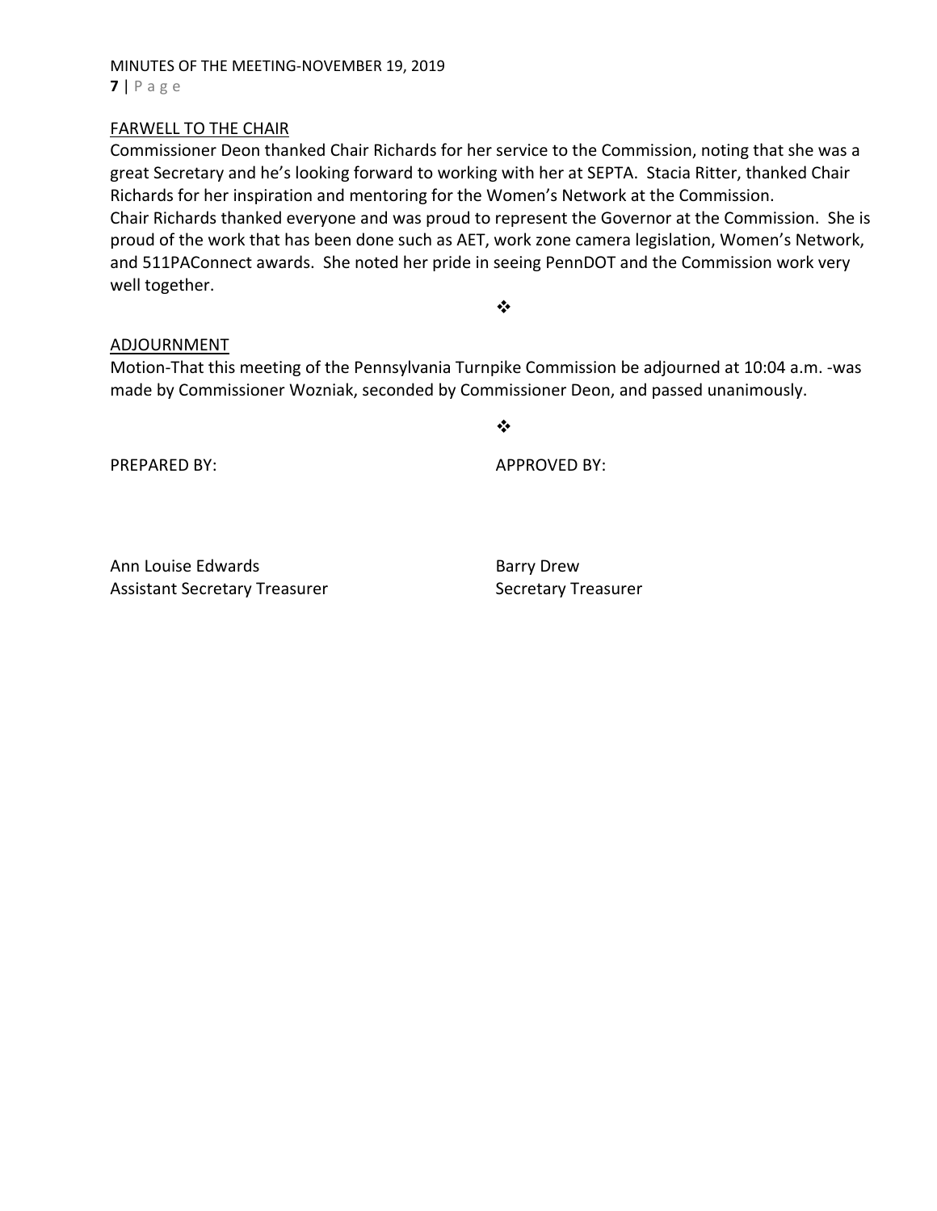## FARWELL TO THE CHAIR

Commissioner Deon thanked Chair Richards for her service to the Commission, noting that she was a great Secretary and he's looking forward to working with her at SEPTA. Stacia Ritter, thanked Chair Richards for her inspiration and mentoring for the Women's Network at the Commission.
Chair Richards thanked everyone and was proud to represent the Governor at the Commission. She is proud of the work that has been done such as AET, work zone camera legislation, Women's Network, and 511PAConnect awards. She noted her pride in seeing PennDOT and the Commission work very well together.

❖

## ADJOURNMENT

Motion-That this meeting of the Pennsylvania Turnpike Commission be adjourned at 10:04 a.m. -was made by Commissioner Wozniak, seconded by Commissioner Deon, and passed unanimously.

❖

| PREPARED BY: | APPROVED BY: |
|---|---|
| Ann Louise Edwards<br>Assistant Secretary Treasurer | Barry Drew<br>Secretary Treasurer |